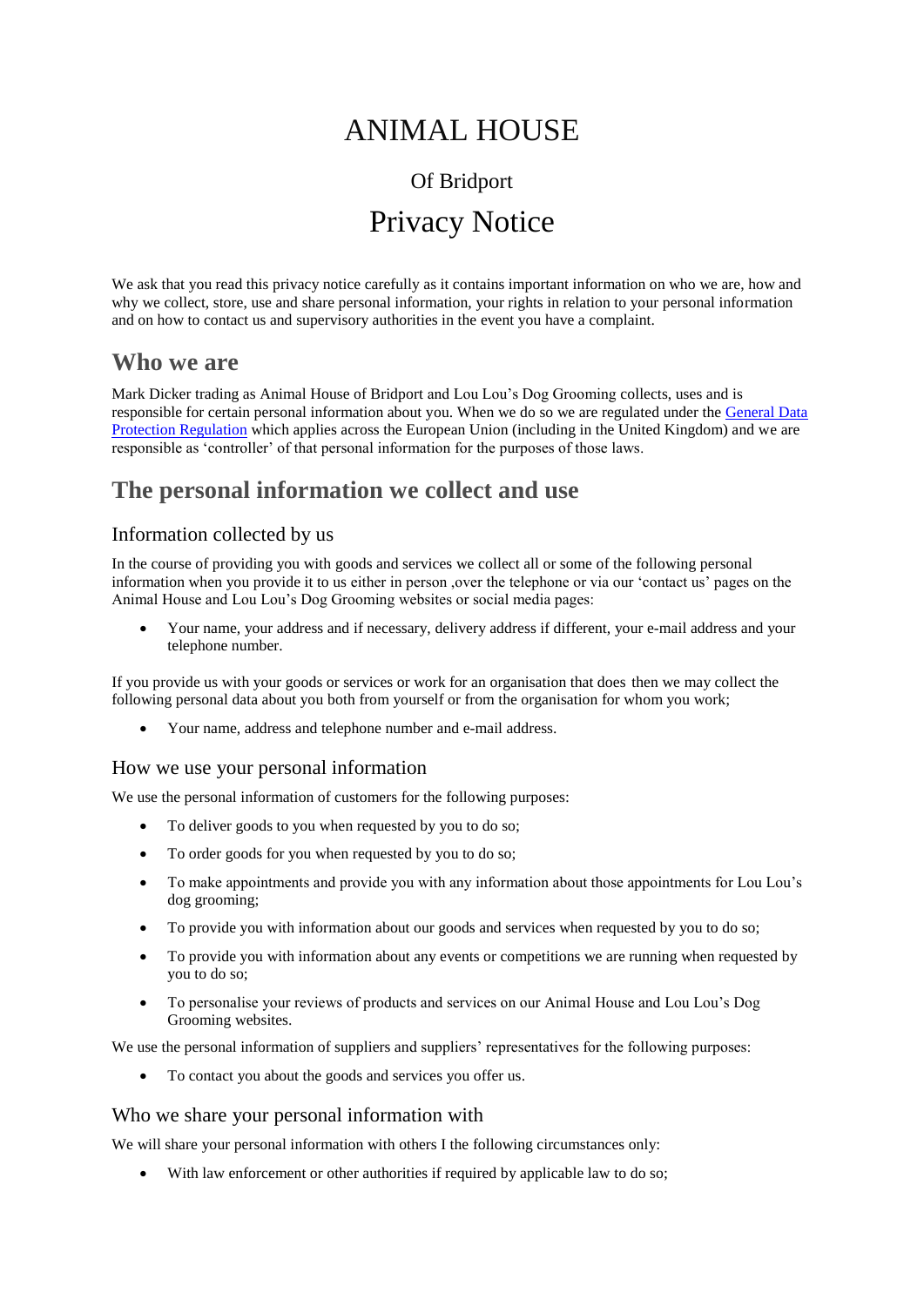# ANIMAL HOUSE

## Of Bridport

# Privacy Notice

We ask that you read this privacy notice carefully as it contains important information on who we are, how and why we collect, store, use and share personal information, your rights in relation to your personal information and on how to contact us and supervisory authorities in the event you have a complaint.

## Who we are

Mark Dicker trading as Animal House of Bridport and Lou Lou's Dog Grooming collects, uses and is responsible for certain personal information about you. When we do so we are regulated under the General Data Protection Regulation which applies across the European Union (including in the United Kingdom) and we are responsible as 'controller' of that personal information for the purposes of those laws.

## The personal information we collect and use

### Information collected by us

In the course of providing you with goods and services we collect all or some of the following personal information when you provide it to us either in person ,over the telephone or via our 'contact us' pages on the Animal House and Lou Lou's Dog Grooming websites or social media pages:

- Your name, your address and if necessary, delivery address if different, your e-mail address and your telephone number.

If you provide us with your goods or services or work for an organisation that does then we may collect the following personal data about you both from yourself or from the organisation for whom you work;

- Your name, address and telephone number and e-mail address.

### How we use your personal information

We use the personal information of customers for the following purposes:

- To deliver goods to you when requested by you to do so;
- To order goods for you when requested by you to do so;
- To make appointments and provide you with any information about those appointments for Lou Lou's dog grooming;
- To provide you with information about our goods and services when requested by you to do so;
- To provide you with information about any events or competitions we are running when requested by you to do so;
- To personalise your reviews of products and services on our Animal House and Lou Lou's Dog Grooming websites.

We use the personal information of suppliers and suppliers' representatives for the following purposes:

- To contact you about the goods and services you offer us.

### Who we share your personal information with

We will share your personal information with others I the following circumstances only:

- With law enforcement or other authorities if required by applicable law to do so;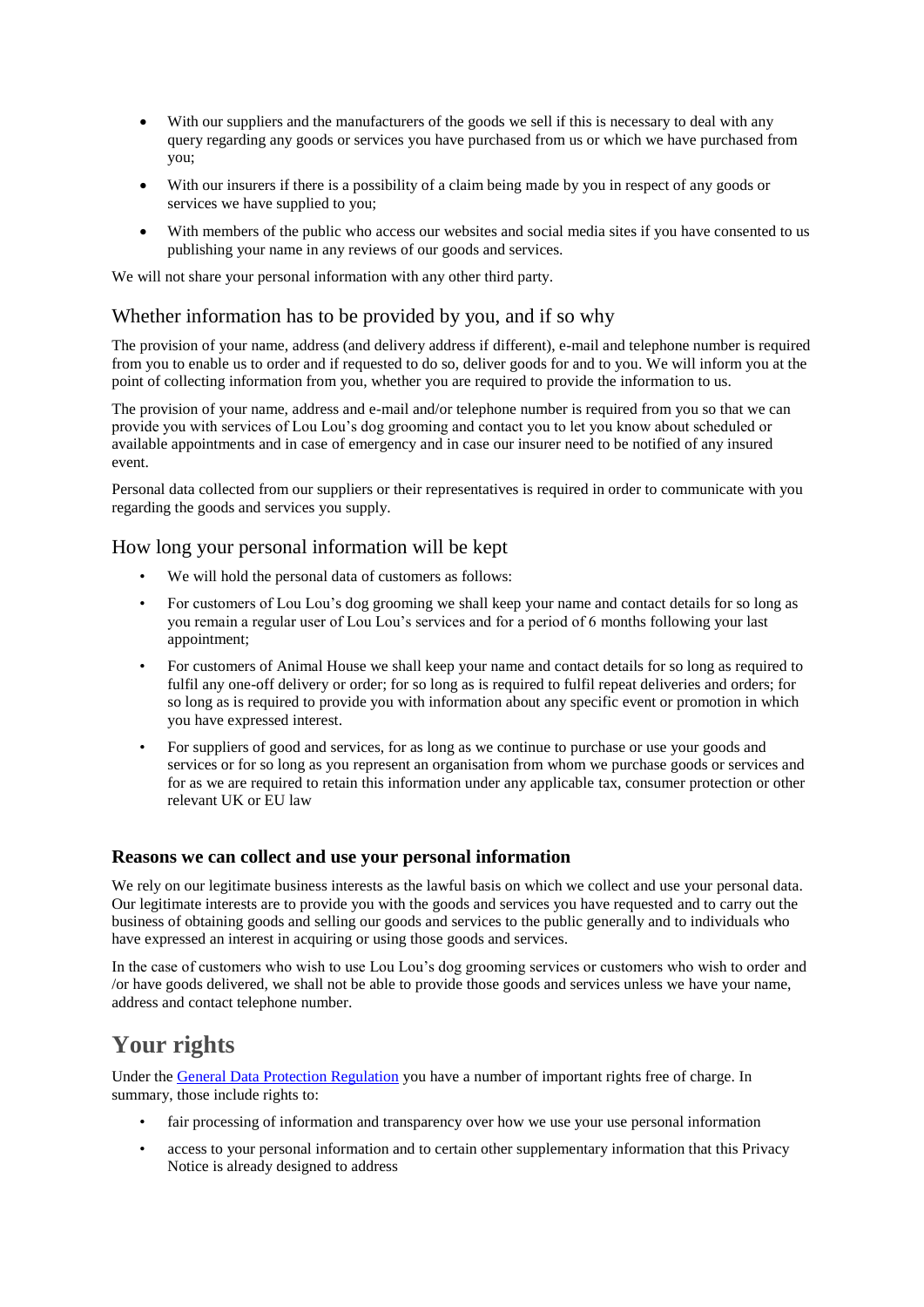- With our suppliers and the manufacturers of the goods we sell if this is necessary to deal with any query regarding any goods or services you have purchased from us or which we have purchased from you;
- With our insurers if there is a possibility of a claim being made by you in respect of any goods or services we have supplied to you;
- With members of the public who access our websites and social media sites if you have consented to us publishing your name in any reviews of our goods and services.

We will not share your personal information with any other third party.

## Whether information has to be provided by you, and if so why

The provision of your name, address (and delivery address if different), e-mail and telephone number is required from you to enable us to order and if requested to do so, deliver goods for and to you. We will inform you at the point of collecting information from you, whether you are required to provide the information to us.

The provision of your name, address and e-mail and/or telephone number is required from you so that we can provide you with services of Lou Lou's dog grooming and contact you to let you know about scheduled or available appointments and in case of emergency and in case our insurer need to be notified of any insured event.

Personal data collected from our suppliers or their representatives is required in order to communicate with you regarding the goods and services you supply.

## How long your personal information will be kept

- We will hold the personal data of customers as follows:
- For customers of Lou Lou's dog grooming we shall keep your name and contact details for so long as you remain a regular user of Lou Lou's services and for a period of 6 months following your last appointment;
- For customers of Animal House we shall keep your name and contact details for so long as required to fulfil any one-off delivery or order; for so long as is required to fulfil repeat deliveries and orders; for so long as is required to provide you with information about any specific event or promotion in which you have expressed interest.
- For suppliers of good and services, for as long as we continue to purchase or use your goods and services or for so long as you represent an organisation from whom we purchase goods or services and for as we are required to retain this information under any applicable tax, consumer protection or other relevant UK or EU law

### Reasons we can collect and use your personal information

We rely on our legitimate business interests as the lawful basis on which we collect and use your personal data. Our legitimate interests are to provide you with the goods and services you have requested and to carry out the business of obtaining goods and selling our goods and services to the public generally and to individuals who have expressed an interest in acquiring or using those goods and services.

In the case of customers who wish to use Lou Lou's dog grooming services or customers who wish to order and /or have goods delivered, we shall not be able to provide those goods and services unless we have your name, address and contact telephone number.

# Your rights

Under the [General Data Protection Regulation] you have a number of important rights free of charge. In summary, those include rights to:

- fair processing of information and transparency over how we use your use personal information
- access to your personal information and to certain other supplementary information that this Privacy Notice is already designed to address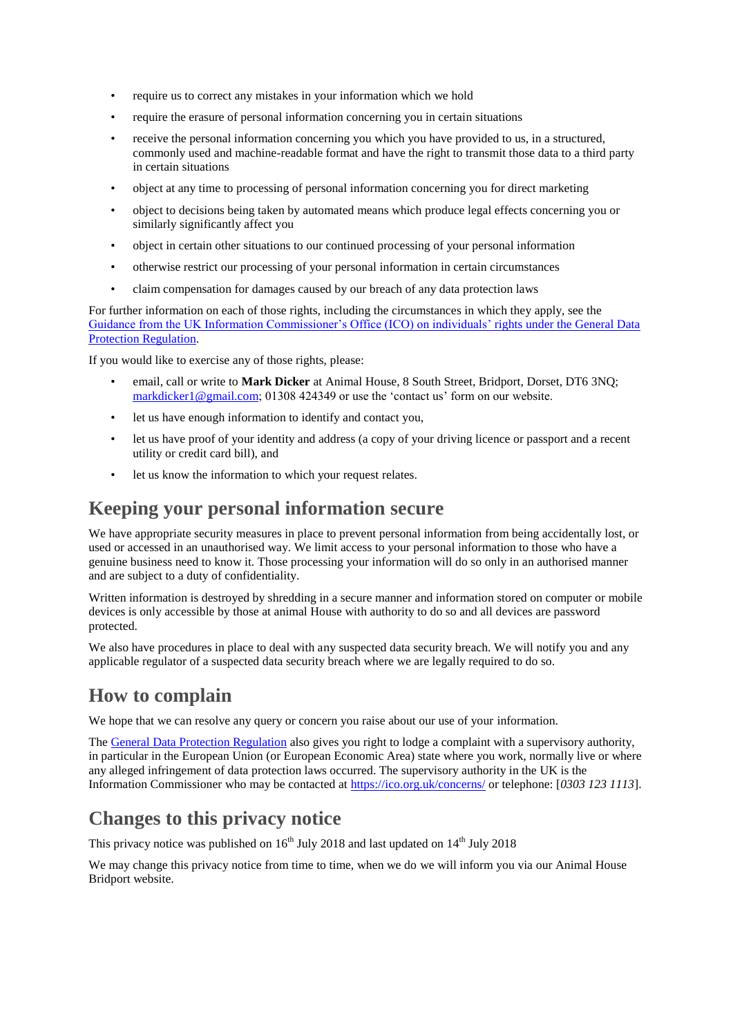- require us to correct any mistakes in your information which we hold
- require the erasure of personal information concerning you in certain situations
- receive the personal information concerning you which you have provided to us, in a structured, commonly used and machine-readable format and have the right to transmit those data to a third party in certain situations
- object at any time to processing of personal information concerning you for direct marketing
- object to decisions being taken by automated means which produce legal effects concerning you or similarly significantly affect you
- object in certain other situations to our continued processing of your personal information
- otherwise restrict our processing of your personal information in certain circumstances
- claim compensation for damages caused by our breach of any data protection laws

For further information on each of those rights, including the circumstances in which they apply, see the Guidance from the UK Information Commissioner's Office (ICO) on individuals' rights under the General Data Protection Regulation.

If you would like to exercise any of those rights, please:

- email, call or write to **Mark Dicker** at Animal House, 8 South Street, Bridport, Dorset, DT6 3NQ; markdicker1@gmail.com; 01308 424349 or use the 'contact us' form on our website.
- let us have enough information to identify and contact you,
- let us have proof of your identity and address (a copy of your driving licence or passport and a recent utility or credit card bill), and
- let us know the information to which your request relates.

## Keeping your personal information secure

We have appropriate security measures in place to prevent personal information from being accidentally lost, or used or accessed in an unauthorised way. We limit access to your personal information to those who have a genuine business need to know it. Those processing your information will do so only in an authorised manner and are subject to a duty of confidentiality.

Written information is destroyed by shredding in a secure manner and information stored on computer or mobile devices is only accessible by those at animal House with authority to do so and all devices are password protected.

We also have procedures in place to deal with any suspected data security breach. We will notify you and any applicable regulator of a suspected data security breach where we are legally required to do so.

## How to complain

We hope that we can resolve any query or concern you raise about our use of your information.

The General Data Protection Regulation also gives you right to lodge a complaint with a supervisory authority, in particular in the European Union (or European Economic Area) state where you work, normally live or where any alleged infringement of data protection laws occurred. The supervisory authority in the UK is the Information Commissioner who may be contacted at https://ico.org.uk/concerns/ or telephone: [*0303 123 1113*].

## Changes to this privacy notice

This privacy notice was published on 16th July 2018 and last updated on 14th July 2018

We may change this privacy notice from time to time, when we do we will inform you via our Animal House Bridport website.